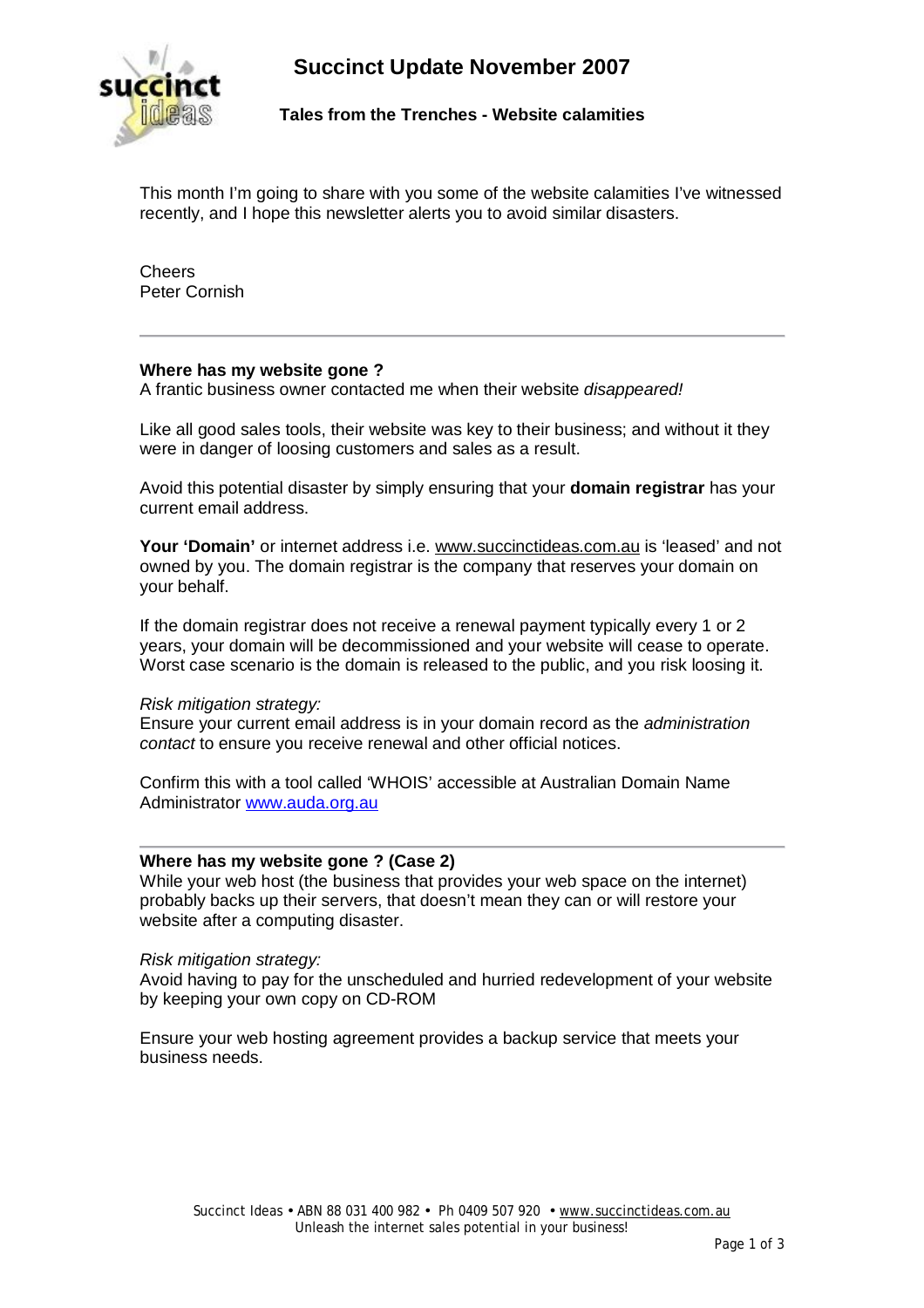# Succinct Update November 2007

## Tales from the Trenches - Website calamities

This month I'm going to share with you some of the website calamities I've witnessed recently, and I hope this newsletter alerts you to avoid similar disasters.

Cheers
Peter Cornish

---

**Where has my website gone ?**
A frantic business owner contacted me when their website *disappeared!*

Like all good sales tools, their website was key to their business; and without it they were in danger of loosing customers and sales as a result.

Avoid this potential disaster by simply ensuring that your **domain registrar** has your current email address.

**Your 'Domain'** or internet address i.e. www.succinctideas.com.au is 'leased' and not owned by you. The domain registrar is the company that reserves your domain on your behalf.

If the domain registrar does not receive a renewal payment typically every 1 or 2 years, your domain will be decommissioned and your website will cease to operate. Worst case scenario is the domain is released to the public, and you risk loosing it.

*Risk mitigation strategy:*
Ensure your current email address is in your domain record as the *administration contact* to ensure you receive renewal and other official notices.

Confirm this with a tool called 'WHOIS' accessible at Australian Domain Name Administrator www.auda.org.au

---

**Where has my website gone ? (Case 2)**
While your web host (the business that provides your web space on the internet) probably backs up their servers, that doesn't mean they can or will restore your website after a computing disaster.

*Risk mitigation strategy:*
Avoid having to pay for the unscheduled and hurried redevelopment of your website by keeping your own copy on CD-ROM

Ensure your web hosting agreement provides a backup service that meets your business needs.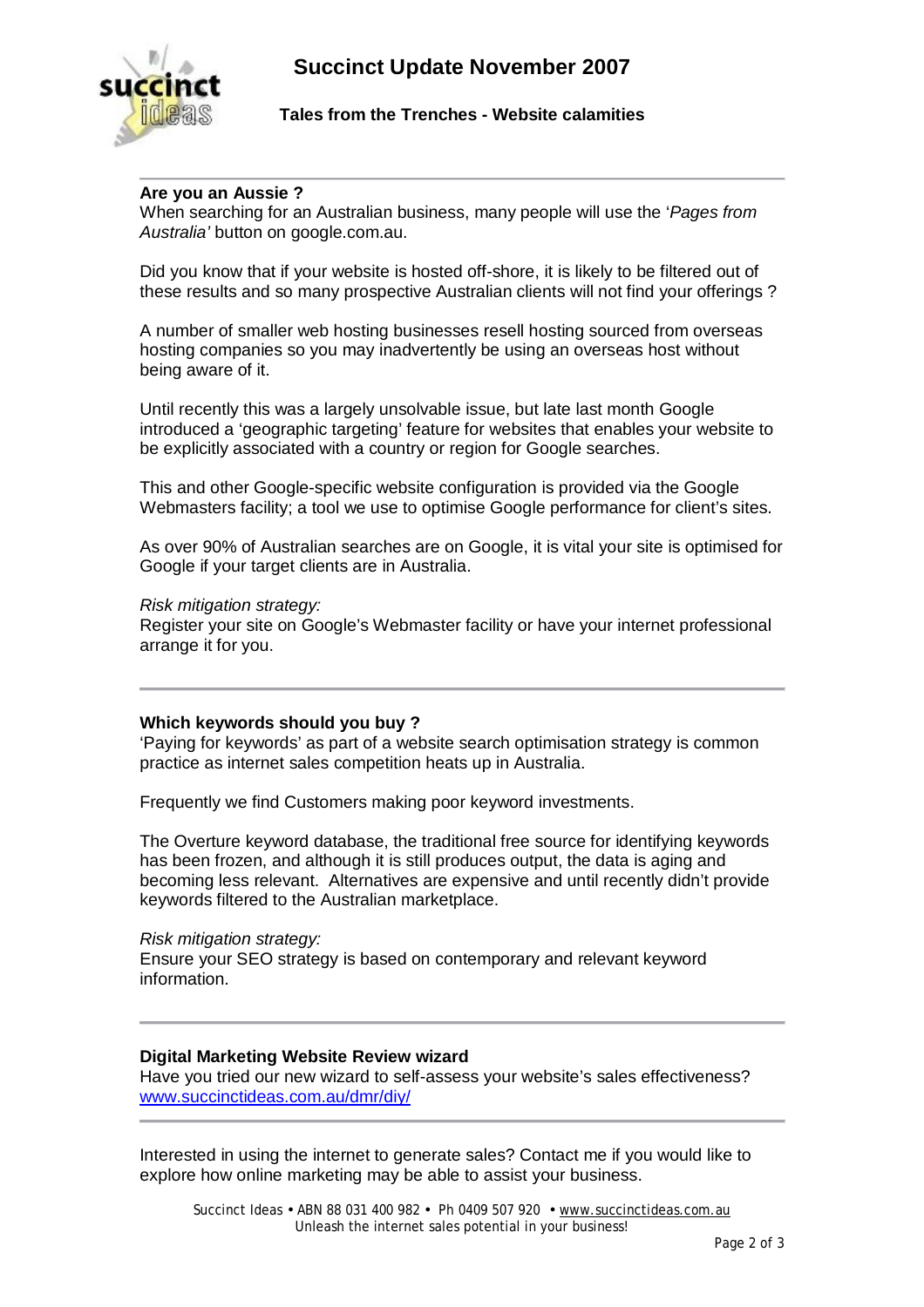# Succinct Update November 2007

## Tales from the Trenches - Website calamities

---

**Are you an Aussie ?**

When searching for an Australian business, many people will use the '*Pages from Australia'* button on google.com.au.

Did you know that if your website is hosted off-shore, it is likely to be filtered out of these results and so many prospective Australian clients will not find your offerings ?

A number of smaller web hosting businesses resell hosting sourced from overseas hosting companies so you may inadvertently be using an overseas host without being aware of it.

Until recently this was a largely unsolvable issue, but late last month Google introduced a 'geographic targeting' feature for websites that enables your website to be explicitly associated with a country or region for Google searches.

This and other Google-specific website configuration is provided via the Google Webmasters facility; a tool we use to optimise Google performance for client's sites.

As over 90% of Australian searches are on Google, it is vital your site is optimised for Google if your target clients are in Australia.

*Risk mitigation strategy:*

Register your site on Google's Webmaster facility or have your internet professional arrange it for you.

---

**Which keywords should you buy ?**

'Paying for keywords' as part of a website search optimisation strategy is common practice as internet sales competition heats up in Australia.

Frequently we find Customers making poor keyword investments.

The Overture keyword database, the traditional free source for identifying keywords has been frozen, and although it is still produces output, the data is aging and becoming less relevant. Alternatives are expensive and until recently didn't provide keywords filtered to the Australian marketplace.

*Risk mitigation strategy:*

Ensure your SEO strategy is based on contemporary and relevant keyword information.

---

**Digital Marketing Website Review wizard**

Have you tried our new wizard to self-assess your website's sales effectiveness? [www.succinctideas.com.au/dmr/diy/](http://www.succinctideas.com.au/dmr/diy/)

---

Interested in using the internet to generate sales? Contact me if you would like to explore how online marketing may be able to assist your business.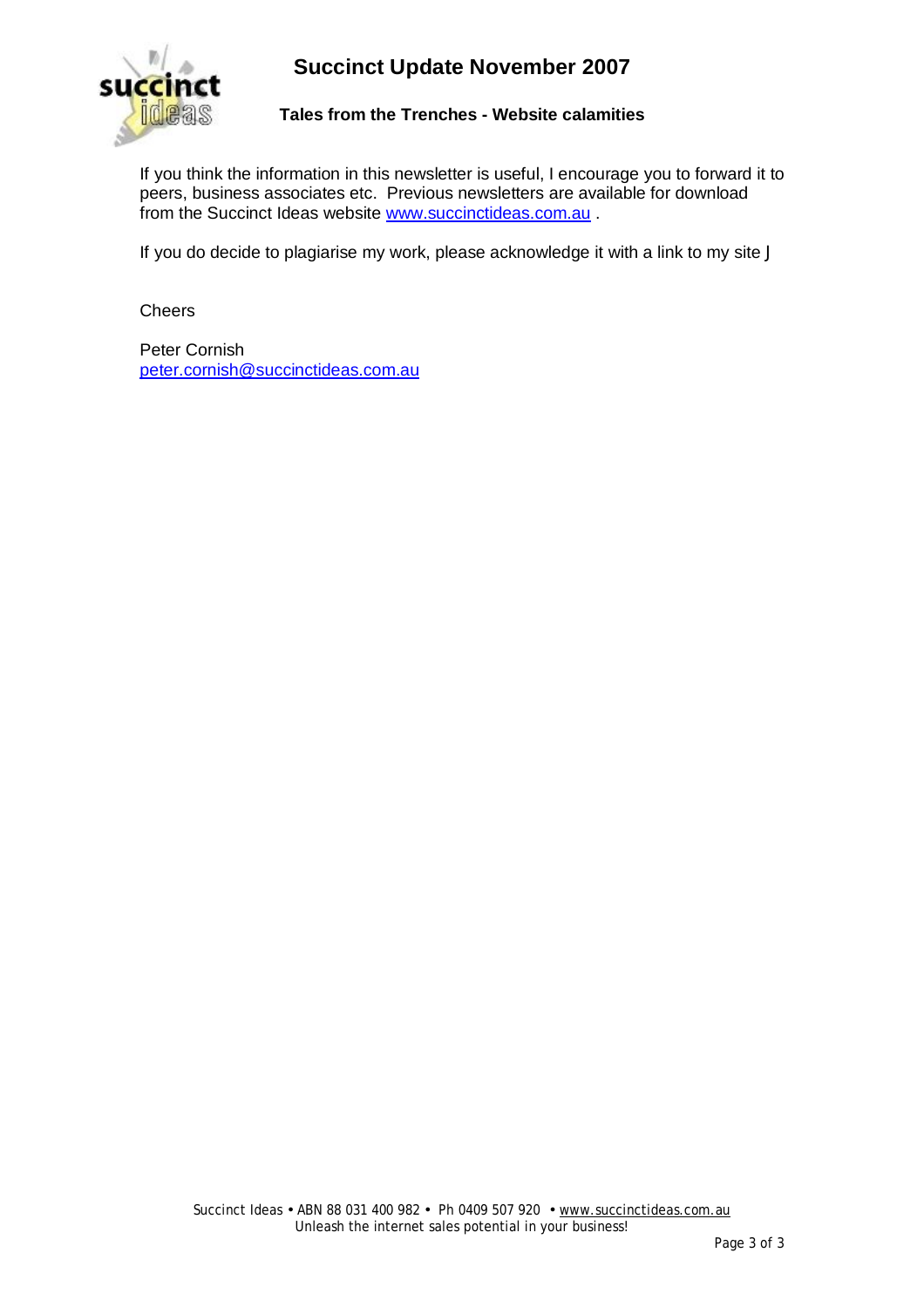If you think the information in this newsletter is useful, I encourage you to forward it to peers, business associates etc. Previous newsletters are available for download from the Succinct Ideas website www.succinctideas.com.au .

If you do decide to plagiarise my work, please acknowledge it with a link to my site J

Cheers

Peter Cornish
peter.cornish@succinctideas.com.au